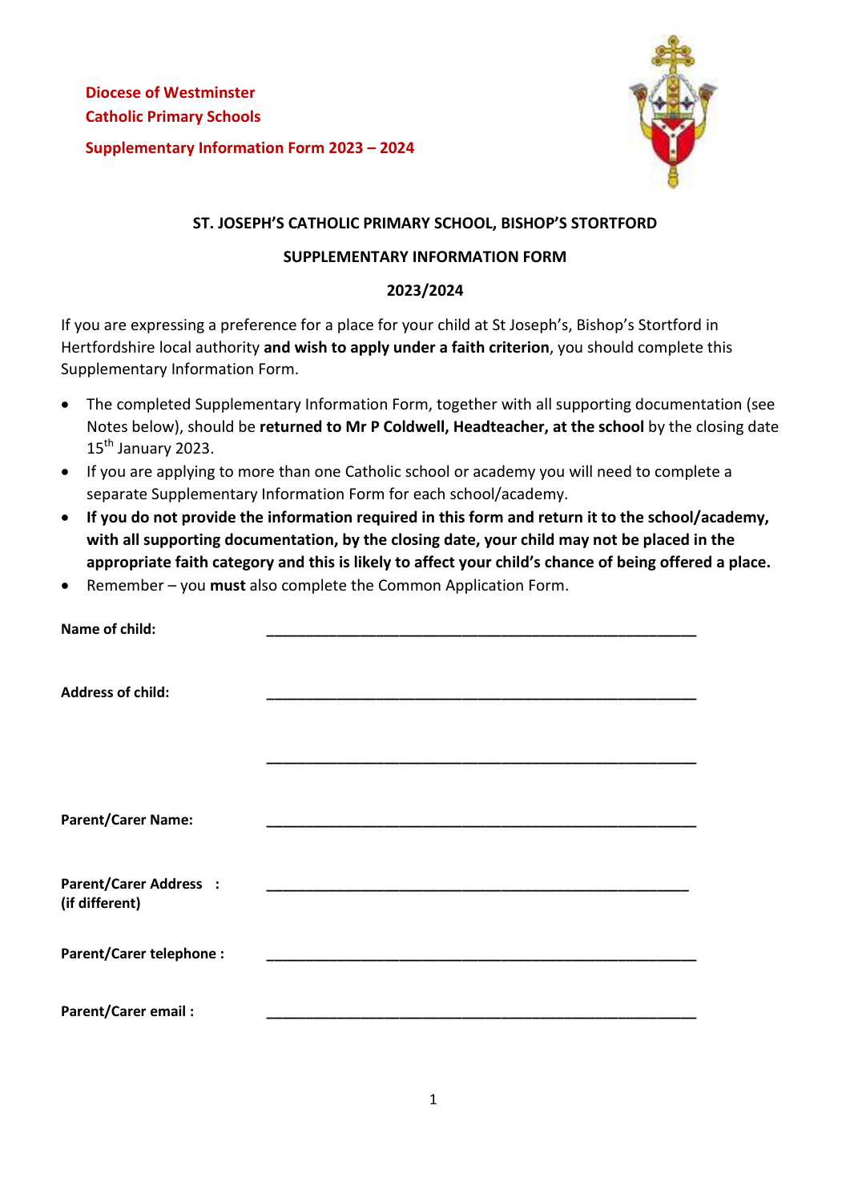**Diocese of Westminster**
**Catholic Primary Schools**

**Supplementary Information Form 2023 – 2024**

## ST. JOSEPH'S CATHOLIC PRIMARY SCHOOL, BISHOP'S STORTFORD

## SUPPLEMENTARY INFORMATION FORM

## 2023/2024

If you are expressing a preference for a place for your child at St Joseph's, Bishop's Stortford in Hertfordshire local authority **and wish to apply under a faith criterion**, you should complete this Supplementary Information Form.

- The completed Supplementary Information Form, together with all supporting documentation (see Notes below), should be **returned to Mr P Coldwell, Headteacher, at the school** by the closing date 15th January 2023.
- If you are applying to more than one Catholic school or academy you will need to complete a separate Supplementary Information Form for each school/academy.
- **If you do not provide the information required in this form and return it to the school/academy, with all supporting documentation, by the closing date, your child may not be placed in the appropriate faith category and this is likely to affect your child's chance of being offered a place.**
- Remember – you **must** also complete the Common Application Form.

**Name of child:** \_\_\_\_\_\_\_\_\_\_\_\_\_\_\_\_\_\_\_\_\_\_\_\_\_\_\_\_\_\_\_\_\_\_\_\_\_\_\_\_\_\_\_\_\_\_\_\_

**Address of child:** \_\_\_\_\_\_\_\_\_\_\_\_\_\_\_\_\_\_\_\_\_\_\_\_\_\_\_\_\_\_\_\_\_\_\_\_\_\_\_\_\_\_\_\_\_\_\_\_

\_\_\_\_\_\_\_\_\_\_\_\_\_\_\_\_\_\_\_\_\_\_\_\_\_\_\_\_\_\_\_\_\_\_\_\_\_\_\_\_\_\_\_\_\_\_\_\_

**Parent/Carer Name:** \_\_\_\_\_\_\_\_\_\_\_\_\_\_\_\_\_\_\_\_\_\_\_\_\_\_\_\_\_\_\_\_\_\_\_\_\_\_\_\_\_\_\_\_\_\_\_\_

**Parent/Carer Address :**
**(if different)** \_\_\_\_\_\_\_\_\_\_\_\_\_\_\_\_\_\_\_\_\_\_\_\_\_\_\_\_\_\_\_\_\_\_\_\_\_\_\_\_\_\_\_\_\_\_\_\_

**Parent/Carer telephone :** \_\_\_\_\_\_\_\_\_\_\_\_\_\_\_\_\_\_\_\_\_\_\_\_\_\_\_\_\_\_\_\_\_\_\_\_\_\_\_\_\_\_\_\_\_\_\_\_

**Parent/Carer email :** \_\_\_\_\_\_\_\_\_\_\_\_\_\_\_\_\_\_\_\_\_\_\_\_\_\_\_\_\_\_\_\_\_\_\_\_\_\_\_\_\_\_\_\_\_\_\_\_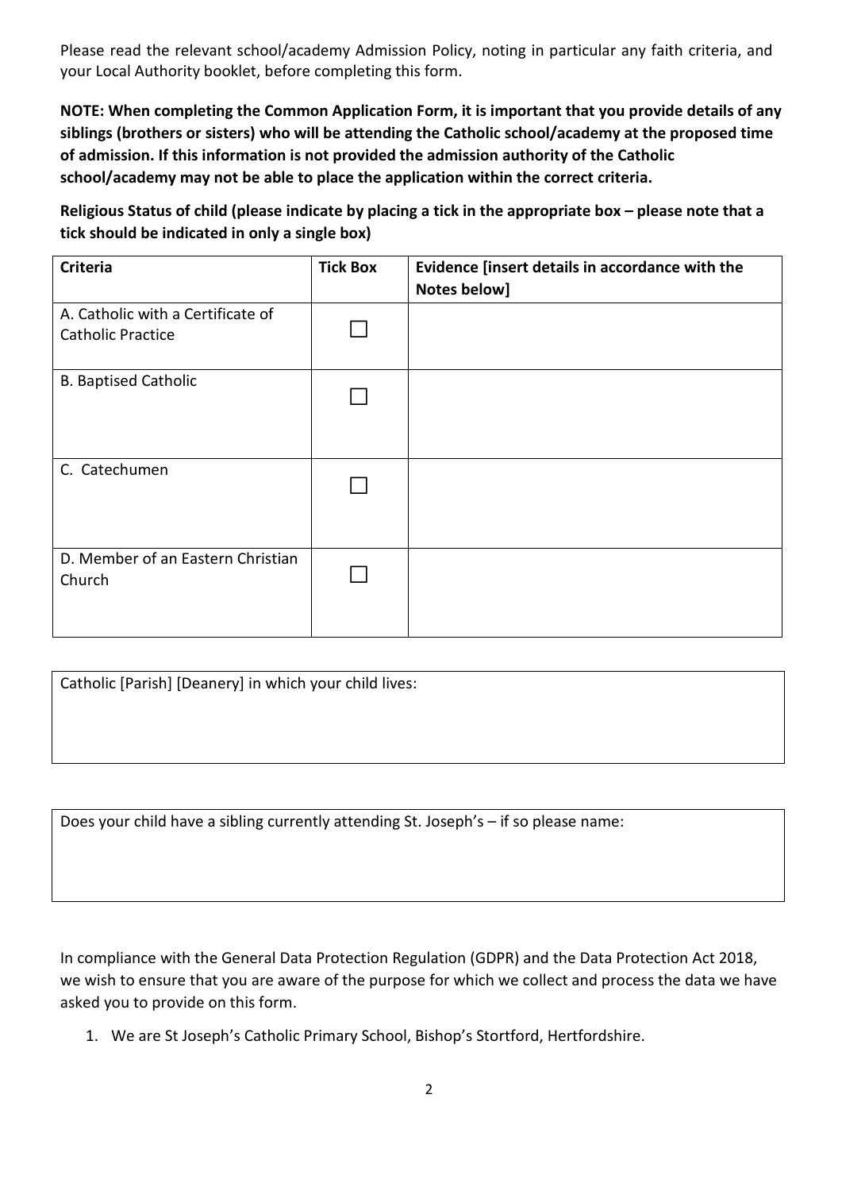Please read the relevant school/academy Admission Policy, noting in particular any faith criteria, and your Local Authority booklet, before completing this form.

**NOTE: When completing the Common Application Form, it is important that you provide details of any siblings (brothers or sisters) who will be attending the Catholic school/academy at the proposed time of admission. If this information is not provided the admission authority of the Catholic school/academy may not be able to place the application within the correct criteria.**

**Religious Status of child (please indicate by placing a tick in the appropriate box – please note that a tick should be indicated in only a single box)**

| **Criteria** | **Tick Box** | **Evidence [insert details in accordance with the Notes below]** |
|---|---|---|
| A. Catholic with a Certificate of Catholic Practice | ☐ | |
| B. Baptised Catholic | ☐ | |
| C. Catechumen | ☐ | |
| D. Member of an Eastern Christian Church | ☐ | |

| Catholic [Parish] [Deanery] in which your child lives: |
|---|
| |

| Does your child have a sibling currently attending St. Joseph's – if so please name: |
|---|
| |

In compliance with the General Data Protection Regulation (GDPR) and the Data Protection Act 2018, we wish to ensure that you are aware of the purpose for which we collect and process the data we have asked you to provide on this form.

1. We are St Joseph's Catholic Primary School, Bishop's Stortford, Hertfordshire.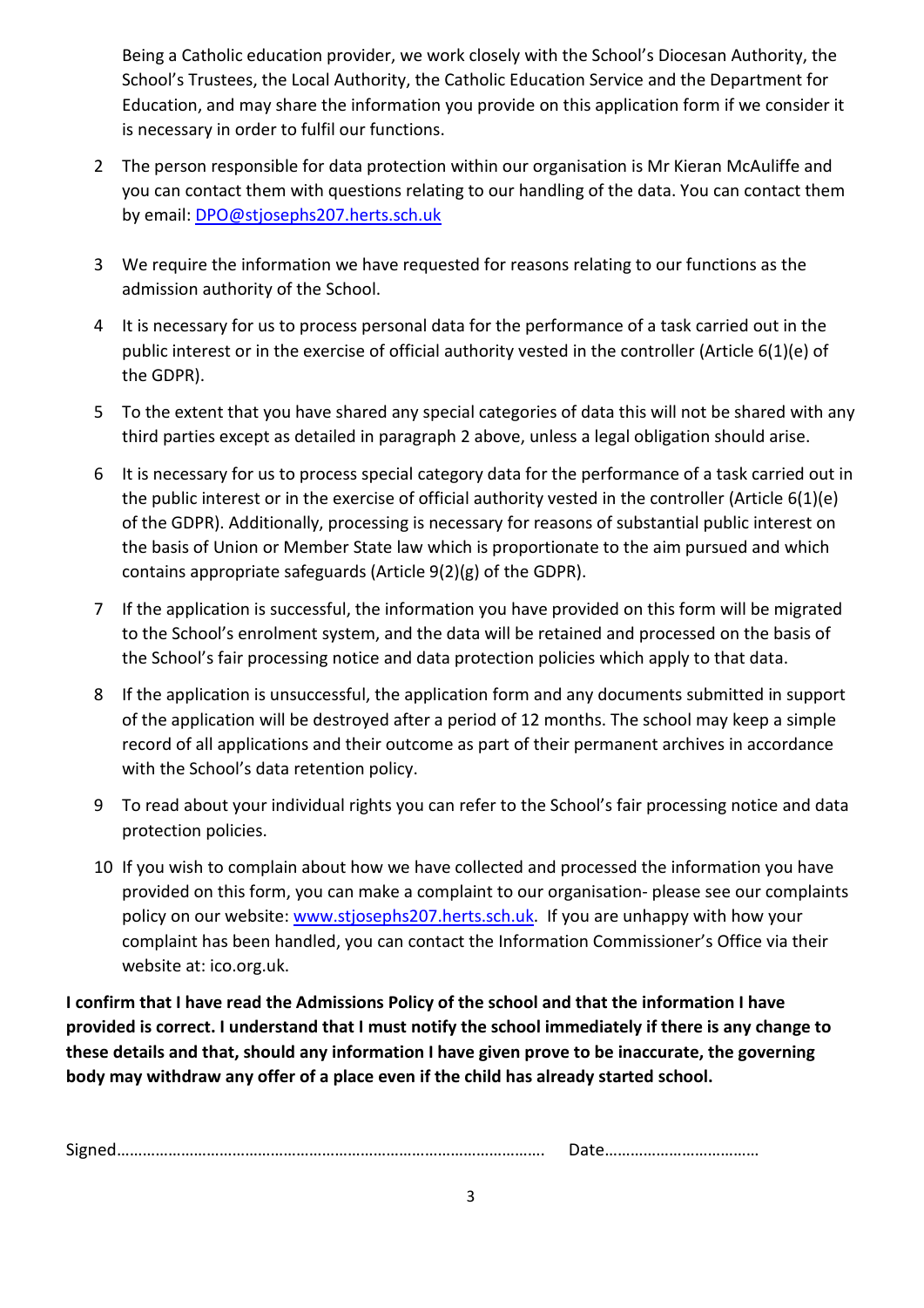Being a Catholic education provider, we work closely with the School's Diocesan Authority, the School's Trustees, the Local Authority, the Catholic Education Service and the Department for Education, and may share the information you provide on this application form if we consider it is necessary in order to fulfil our functions.

2. The person responsible for data protection within our organisation is Mr Kieran McAuliffe and you can contact them with questions relating to our handling of the data. You can contact them by email: DPO@stjosephs207.herts.sch.uk
3. We require the information we have requested for reasons relating to our functions as the admission authority of the School.
4. It is necessary for us to process personal data for the performance of a task carried out in the public interest or in the exercise of official authority vested in the controller (Article 6(1)(e) of the GDPR).
5. To the extent that you have shared any special categories of data this will not be shared with any third parties except as detailed in paragraph 2 above, unless a legal obligation should arise.
6. It is necessary for us to process special category data for the performance of a task carried out in the public interest or in the exercise of official authority vested in the controller (Article 6(1)(e) of the GDPR). Additionally, processing is necessary for reasons of substantial public interest on the basis of Union or Member State law which is proportionate to the aim pursued and which contains appropriate safeguards (Article 9(2)(g) of the GDPR).
7. If the application is successful, the information you have provided on this form will be migrated to the School's enrolment system, and the data will be retained and processed on the basis of the School's fair processing notice and data protection policies which apply to that data.
8. If the application is unsuccessful, the application form and any documents submitted in support of the application will be destroyed after a period of 12 months. The school may keep a simple record of all applications and their outcome as part of their permanent archives in accordance with the School's data retention policy.
9. To read about your individual rights you can refer to the School's fair processing notice and data protection policies.
10. If you wish to complain about how we have collected and processed the information you have provided on this form, you can make a complaint to our organisation- please see our complaints policy on our website: www.stjosephs207.herts.sch.uk. If you are unhappy with how your complaint has been handled, you can contact the Information Commissioner's Office via their website at: ico.org.uk.

**I confirm that I have read the Admissions Policy of the school and that the information I have provided is correct. I understand that I must notify the school immediately if there is any change to these details and that, should any information I have given prove to be inaccurate, the governing body may withdraw any offer of a place even if the child has already started school.**

Signed………………………………………………………………………………………. Date………………………………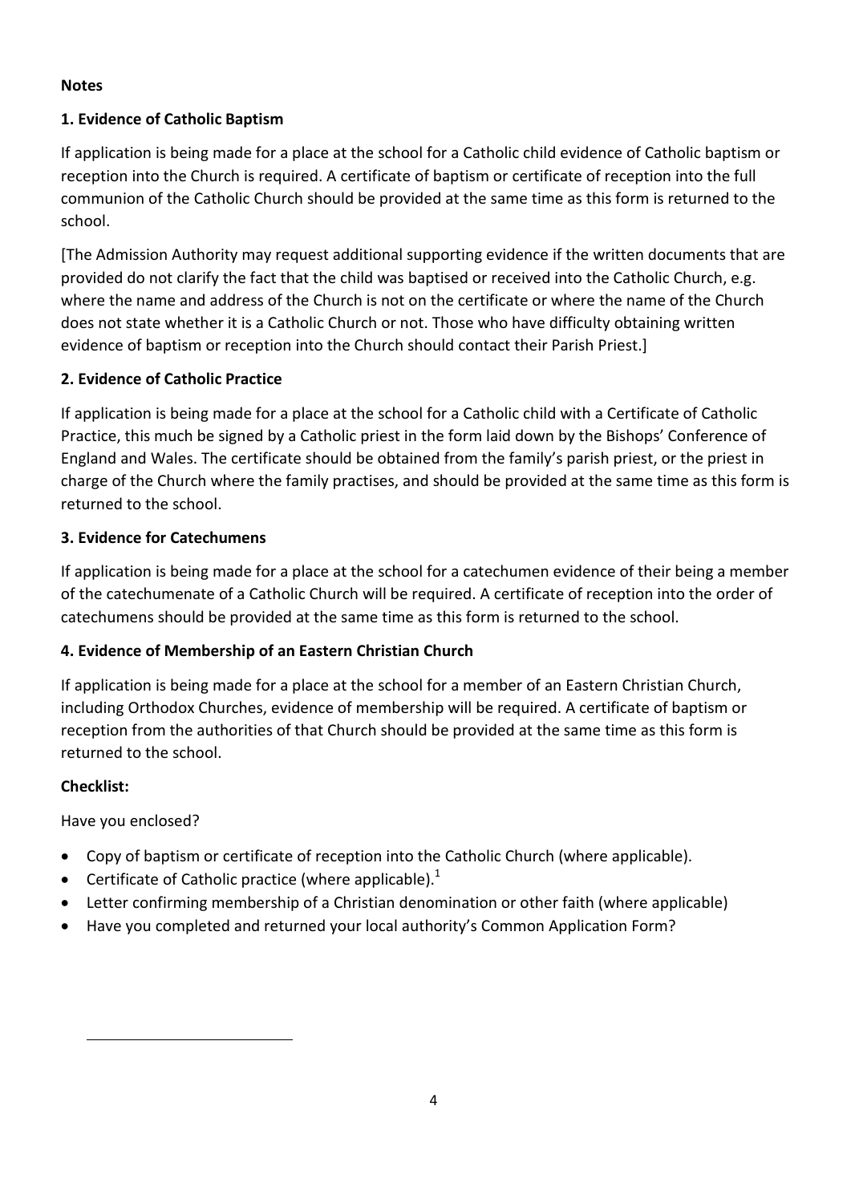**Notes**

**1. Evidence of Catholic Baptism**

If application is being made for a place at the school for a Catholic child evidence of Catholic baptism or reception into the Church is required. A certificate of baptism or certificate of reception into the full communion of the Catholic Church should be provided at the same time as this form is returned to the school.

[The Admission Authority may request additional supporting evidence if the written documents that are provided do not clarify the fact that the child was baptised or received into the Catholic Church, e.g. where the name and address of the Church is not on the certificate or where the name of the Church does not state whether it is a Catholic Church or not. Those who have difficulty obtaining written evidence of baptism or reception into the Church should contact their Parish Priest.]

**2. Evidence of Catholic Practice**

If application is being made for a place at the school for a Catholic child with a Certificate of Catholic Practice, this much be signed by a Catholic priest in the form laid down by the Bishops' Conference of England and Wales. The certificate should be obtained from the family's parish priest, or the priest in charge of the Church where the family practises, and should be provided at the same time as this form is returned to the school.

**3. Evidence for Catechumens**

If application is being made for a place at the school for a catechumen evidence of their being a member of the catechumenate of a Catholic Church will be required. A certificate of reception into the order of catechumens should be provided at the same time as this form is returned to the school.

**4. Evidence of Membership of an Eastern Christian Church**

If application is being made for a place at the school for a member of an Eastern Christian Church, including Orthodox Churches, evidence of membership will be required. A certificate of baptism or reception from the authorities of that Church should be provided at the same time as this form is returned to the school.

**Checklist:**

Have you enclosed?

- Copy of baptism or certificate of reception into the Catholic Church (where applicable).
- Certificate of Catholic practice (where applicable).[1]
- Letter confirming membership of a Christian denomination or other faith (where applicable)
- Have you completed and returned your local authority's Common Application Form?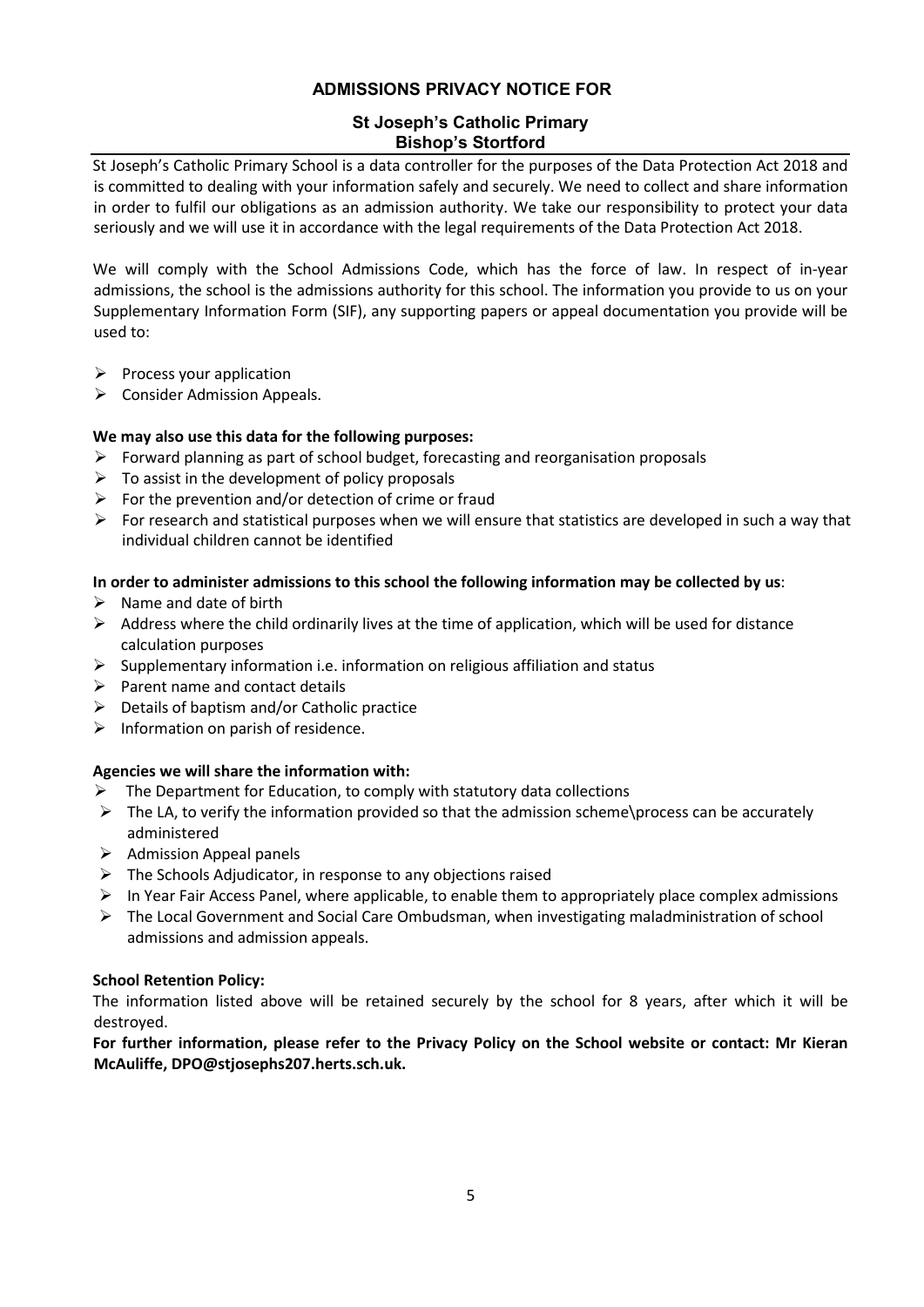# ADMISSIONS PRIVACY NOTICE FOR

## St Joseph's Catholic Primary Bishop's Stortford

St Joseph's Catholic Primary School is a data controller for the purposes of the Data Protection Act 2018 and is committed to dealing with your information safely and securely. We need to collect and share information in order to fulfil our obligations as an admission authority. We take our responsibility to protect your data seriously and we will use it in accordance with the legal requirements of the Data Protection Act 2018.

We will comply with the School Admissions Code, which has the force of law. In respect of in-year admissions, the school is the admissions authority for this school. The information you provide to us on your Supplementary Information Form (SIF), any supporting papers or appeal documentation you provide will be used to:

- Process your application
- Consider Admission Appeals.

**We may also use this data for the following purposes:**

- Forward planning as part of school budget, forecasting and reorganisation proposals
- To assist in the development of policy proposals
- For the prevention and/or detection of crime or fraud
- For research and statistical purposes when we will ensure that statistics are developed in such a way that individual children cannot be identified

**In order to administer admissions to this school the following information may be collected by us**:

- Name and date of birth
- Address where the child ordinarily lives at the time of application, which will be used for distance calculation purposes
- Supplementary information i.e. information on religious affiliation and status
- Parent name and contact details
- Details of baptism and/or Catholic practice
- Information on parish of residence.

**Agencies we will share the information with:**

- The Department for Education, to comply with statutory data collections
- The LA, to verify the information provided so that the admission scheme\process can be accurately administered
- Admission Appeal panels
- The Schools Adjudicator, in response to any objections raised
- In Year Fair Access Panel, where applicable, to enable them to appropriately place complex admissions
- The Local Government and Social Care Ombudsman, when investigating maladministration of school admissions and admission appeals.

**School Retention Policy:**

The information listed above will be retained securely by the school for 8 years, after which it will be destroyed.

**For further information, please refer to the Privacy Policy on the School website or contact: Mr Kieran McAuliffe, DPO@stjosephs207.herts.sch.uk.**